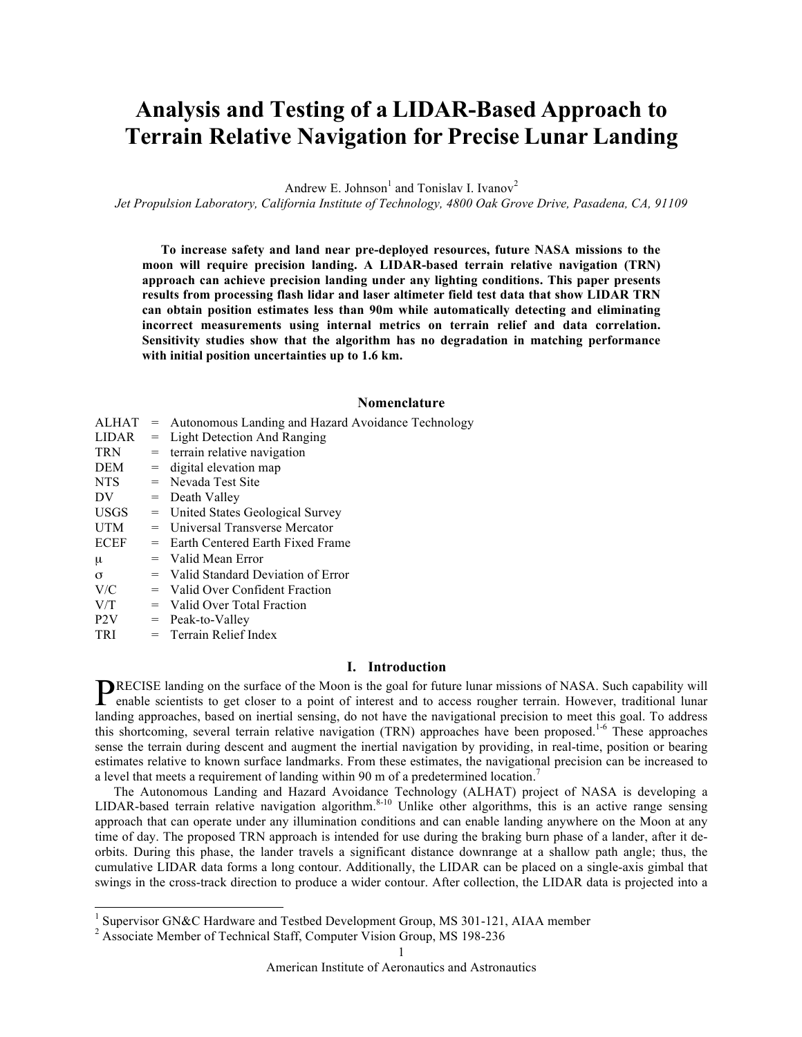# Analysis and Testing of a LIDAR-Based Approach to Terrain Relative Navigation for Precise Lunar Landing

Andrew E. Johnson[1] and Tonislav I. Ivanov[2]

*Jet Propulsion Laboratory, California Institute of Technology, 4800 Oak Grove Drive, Pasadena, CA, 91109*

**To increase safety and land near pre-deployed resources, future NASA missions to the moon will require precision landing. A LIDAR-based terrain relative navigation (TRN) approach can achieve precision landing under any lighting conditions. This paper presents results from processing flash lidar and laser altimeter field test data that show LIDAR TRN can obtain position estimates less than 90m while automatically detecting and eliminating incorrect measurements using internal metrics on terrain relief and data correlation. Sensitivity studies show that the algorithm has no degradation in matching performance with initial position uncertainties up to 1.6 km.**

## Nomenclature

| | | |
|---|---|---|
| ALHAT | = | Autonomous Landing and Hazard Avoidance Technology |
| LIDAR | = | Light Detection And Ranging |
| TRN | = | terrain relative navigation |
| DEM | = | digital elevation map |
| NTS | = | Nevada Test Site |
| DV | = | Death Valley |
| USGS | = | United States Geological Survey |
| UTM | = | Universal Transverse Mercator |
| ECEF | = | Earth Centered Earth Fixed Frame |
| $\mu$ | = | Valid Mean Error |
| $\sigma$ | = | Valid Standard Deviation of Error |
| V/C | = | Valid Over Confident Fraction |
| V/T | = | Valid Over Total Fraction |
| P2V | = | Peak-to-Valley |
| TRI | = | Terrain Relief Index |

## I. Introduction

PRECISE landing on the surface of the Moon is the goal for future lunar missions of NASA. Such capability will enable scientists to get closer to a point of interest and to access rougher terrain. However, traditional lunar landing approaches, based on inertial sensing, do not have the navigational precision to meet this goal. To address this shortcoming, several terrain relative navigation (TRN) approaches have been proposed.[1-6] These approaches sense the terrain during descent and augment the inertial navigation by providing, in real-time, position or bearing estimates relative to known surface landmarks. From these estimates, the navigational precision can be increased to a level that meets a requirement of landing within 90 m of a predetermined location.[7]

The Autonomous Landing and Hazard Avoidance Technology (ALHAT) project of NASA is developing a LIDAR-based terrain relative navigation algorithm.[8-10] Unlike other algorithms, this is an active range sensing approach that can operate under any illumination conditions and can enable landing anywhere on the Moon at any time of day. The proposed TRN approach is intended for use during the braking burn phase of a lander, after it de-orbits. During this phase, the lander travels a significant distance downrange at a shallow path angle; thus, the cumulative LIDAR data forms a long contour. Additionally, the LIDAR can be placed on a single-axis gimbal that swings in the cross-track direction to produce a wider contour. After collection, the LIDAR data is projected into a

---

[1] Supervisor GN&C Hardware and Testbed Development Group, MS 301-121, AIAA member

[2] Associate Member of Technical Staff, Computer Vision Group, MS 198-236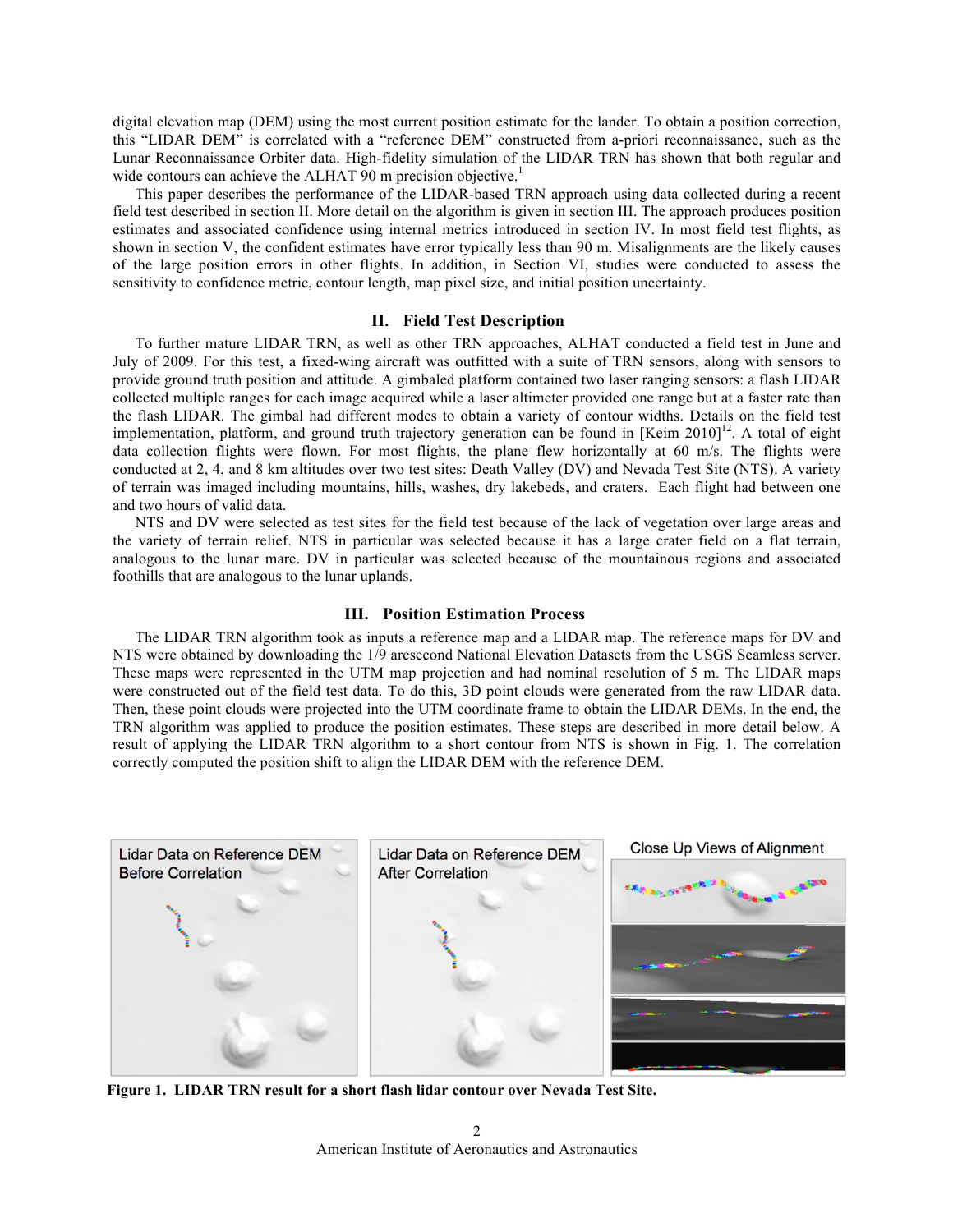digital elevation map (DEM) using the most current position estimate for the lander. To obtain a position correction, this "LIDAR DEM" is correlated with a "reference DEM" constructed from a-priori reconnaissance, such as the Lunar Reconnaissance Orbiter data. High-fidelity simulation of the LIDAR TRN has shown that both regular and wide contours can achieve the ALHAT 90 m precision objective.[1]

This paper describes the performance of the LIDAR-based TRN approach using data collected during a recent field test described in section II. More detail on the algorithm is given in section III. The approach produces position estimates and associated confidence using internal metrics introduced in section IV. In most field test flights, as shown in section V, the confident estimates have error typically less than 90 m. Misalignments are the likely causes of the large position errors in other flights. In addition, in Section VI, studies were conducted to assess the sensitivity to confidence metric, contour length, map pixel size, and initial position uncertainty.

## II. Field Test Description

To further mature LIDAR TRN, as well as other TRN approaches, ALHAT conducted a field test in June and July of 2009. For this test, a fixed-wing aircraft was outfitted with a suite of TRN sensors, along with sensors to provide ground truth position and attitude. A gimbaled platform contained two laser ranging sensors: a flash LIDAR collected multiple ranges for each image acquired while a laser altimeter provided one range but at a faster rate than the flash LIDAR. The gimbal had different modes to obtain a variety of contour widths. Details on the field test implementation, platform, and ground truth trajectory generation can be found in [Keim 2010][12]. A total of eight data collection flights were flown. For most flights, the plane flew horizontally at 60 m/s. The flights were conducted at 2, 4, and 8 km altitudes over two test sites: Death Valley (DV) and Nevada Test Site (NTS). A variety of terrain was imaged including mountains, hills, washes, dry lakebeds, and craters. Each flight had between one and two hours of valid data.

NTS and DV were selected as test sites for the field test because of the lack of vegetation over large areas and the variety of terrain relief. NTS in particular was selected because it has a large crater field on a flat terrain, analogous to the lunar mare. DV in particular was selected because of the mountainous regions and associated foothills that are analogous to the lunar uplands.

## III. Position Estimation Process

The LIDAR TRN algorithm took as inputs a reference map and a LIDAR map. The reference maps for DV and NTS were obtained by downloading the 1/9 arcsecond National Elevation Datasets from the USGS Seamless server. These maps were represented in the UTM map projection and had nominal resolution of 5 m. The LIDAR maps were constructed out of the field test data. To do this, 3D point clouds were generated from the raw LIDAR data. Then, these point clouds were projected into the UTM coordinate frame to obtain the LIDAR DEMs. In the end, the TRN algorithm was applied to produce the position estimates. These steps are described in more detail below. A result of applying the LIDAR TRN algorithm to a short contour from NTS is shown in Fig. 1. The correlation correctly computed the position shift to align the LIDAR DEM with the reference DEM.

**Figure 1. LIDAR TRN result for a short flash lidar contour over Nevada Test Site.**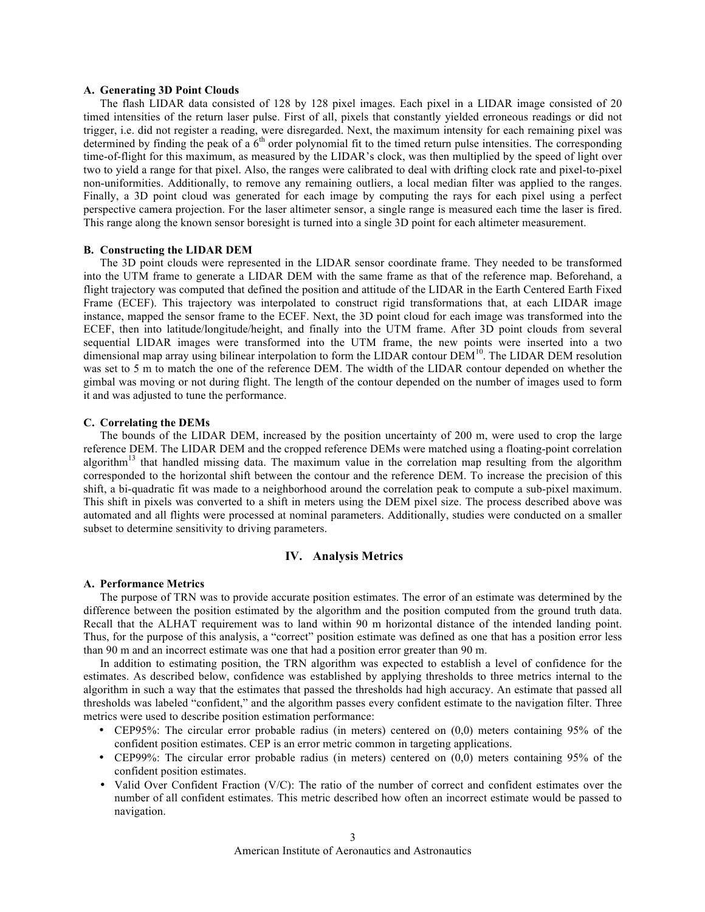### A. Generating 3D Point Clouds

The flash LIDAR data consisted of 128 by 128 pixel images. Each pixel in a LIDAR image consisted of 20 timed intensities of the return laser pulse. First of all, pixels that constantly yielded erroneous readings or did not trigger, i.e. did not register a reading, were disregarded. Next, the maximum intensity for each remaining pixel was determined by finding the peak of a $6^{th}$ order polynomial fit to the timed return pulse intensities. The corresponding time-of-flight for this maximum, as measured by the LIDAR's clock, was then multiplied by the speed of light over two to yield a range for that pixel. Also, the ranges were calibrated to deal with drifting clock rate and pixel-to-pixel non-uniformities. Additionally, to remove any remaining outliers, a local median filter was applied to the ranges. Finally, a 3D point cloud was generated for each image by computing the rays for each pixel using a perfect perspective camera projection. For the laser altimeter sensor, a single range is measured each time the laser is fired. This range along the known sensor boresight is turned into a single 3D point for each altimeter measurement.

### B. Constructing the LIDAR DEM

The 3D point clouds were represented in the LIDAR sensor coordinate frame. They needed to be transformed into the UTM frame to generate a LIDAR DEM with the same frame as that of the reference map. Beforehand, a flight trajectory was computed that defined the position and attitude of the LIDAR in the Earth Centered Earth Fixed Frame (ECEF). This trajectory was interpolated to construct rigid transformations that, at each LIDAR image instance, mapped the sensor frame to the ECEF. Next, the 3D point cloud for each image was transformed into the ECEF, then into latitude/longitude/height, and finally into the UTM frame. After 3D point clouds from several sequential LIDAR images were transformed into the UTM frame, the new points were inserted into a two dimensional map array using bilinear interpolation to form the LIDAR contour DEM[10]. The LIDAR DEM resolution was set to 5 m to match the one of the reference DEM. The width of the LIDAR contour depended on whether the gimbal was moving or not during flight. The length of the contour depended on the number of images used to form it and was adjusted to tune the performance.

### C. Correlating the DEMs

The bounds of the LIDAR DEM, increased by the position uncertainty of 200 m, were used to crop the large reference DEM. The LIDAR DEM and the cropped reference DEMs were matched using a floating-point correlation algorithm[13] that handled missing data. The maximum value in the correlation map resulting from the algorithm corresponded to the horizontal shift between the contour and the reference DEM. To increase the precision of this shift, a bi-quadratic fit was made to a neighborhood around the correlation peak to compute a sub-pixel maximum. This shift in pixels was converted to a shift in meters using the DEM pixel size. The process described above was automated and all flights were processed at nominal parameters. Additionally, studies were conducted on a smaller subset to determine sensitivity to driving parameters.

## IV. Analysis Metrics

### A. Performance Metrics

The purpose of TRN was to provide accurate position estimates. The error of an estimate was determined by the difference between the position estimated by the algorithm and the position computed from the ground truth data. Recall that the ALHAT requirement was to land within 90 m horizontal distance of the intended landing point. Thus, for the purpose of this analysis, a "correct" position estimate was defined as one that has a position error less than 90 m and an incorrect estimate was one that had a position error greater than 90 m.

In addition to estimating position, the TRN algorithm was expected to establish a level of confidence for the estimates. As described below, confidence was established by applying thresholds to three metrics internal to the algorithm in such a way that the estimates that passed the thresholds had high accuracy. An estimate that passed all thresholds was labeled "confident," and the algorithm passes every confident estimate to the navigation filter. Three metrics were used to describe position estimation performance:

- CEP95%: The circular error probable radius (in meters) centered on (0,0) meters containing 95% of the confident position estimates. CEP is an error metric common in targeting applications.
- CEP99%: The circular error probable radius (in meters) centered on (0,0) meters containing 95% of the confident position estimates.
- Valid Over Confident Fraction (V/C): The ratio of the number of correct and confident estimates over the number of all confident estimates. This metric described how often an incorrect estimate would be passed to navigation.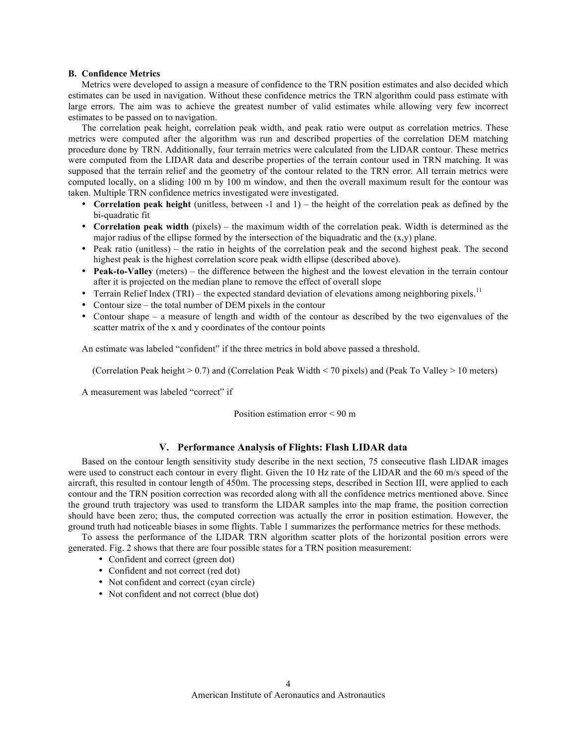### B. Confidence Metrics

Metrics were developed to assign a measure of confidence to the TRN position estimates and also decided which estimates can be used in navigation. Without these confidence metrics the TRN algorithm could pass estimate with large errors. The aim was to achieve the greatest number of valid estimates while allowing very few incorrect estimates to be passed on to navigation.

The correlation peak height, correlation peak width, and peak ratio were output as correlation metrics. These metrics were computed after the algorithm was run and described properties of the correlation DEM matching procedure done by TRN. Additionally, four terrain metrics were calculated from the LIDAR contour. These metrics were computed from the LIDAR data and describe properties of the terrain contour used in TRN matching. It was supposed that the terrain relief and the geometry of the contour related to the TRN error. All terrain metrics were computed locally, on a sliding 100 m by 100 m window, and then the overall maximum result for the contour was taken. Multiple TRN confidence metrics investigated were investigated.

- **Correlation peak height** (unitless, between -1 and 1) – the height of the correlation peak as defined by the bi-quadratic fit
- **Correlation peak width** (pixels) – the maximum width of the correlation peak. Width is determined as the major radius of the ellipse formed by the intersection of the biquadratic and the (x,y) plane.
- Peak ratio (unitless) – the ratio in heights of the correlation peak and the second highest peak. The second highest peak is the highest correlation score peak width ellipse (described above).
- **Peak-to-Valley** (meters) – the difference between the highest and the lowest elevation in the terrain contour after it is projected on the median plane to remove the effect of overall slope
- Terrain Relief Index (TRI) – the expected standard deviation of elevations among neighboring pixels.[11]
- Contour size – the total number of DEM pixels in the contour
- Contour shape – a measure of length and width of the contour as described by the two eigenvalues of the scatter matrix of the x and y coordinates of the contour points

An estimate was labeled "confident" if the three metrics in bold above passed a threshold.

(Correlation Peak height > 0.7) and (Correlation Peak Width < 70 pixels) and (Peak To Valley > 10 meters)

A measurement was labeled "correct" if

Position estimation error < 90 m

## V. Performance Analysis of Flights: Flash LIDAR data

Based on the contour length sensitivity study describe in the next section, 75 consecutive flash LIDAR images were used to construct each contour in every flight. Given the 10 Hz rate of the LIDAR and the 60 m/s speed of the aircraft, this resulted in contour length of 450m. The processing steps, described in Section III, were applied to each contour and the TRN position correction was recorded along with all the confidence metrics mentioned above. Since the ground truth trajectory was used to transform the LIDAR samples into the map frame, the position correction should have been zero; thus, the computed correction was actually the error in position estimation. However, the ground truth had noticeable biases in some flights. Table 1 summarizes the performance metrics for these methods.

To assess the performance of the LIDAR TRN algorithm scatter plots of the horizontal position errors were generated. Fig. 2 shows that there are four possible states for a TRN position measurement:

- Confident and correct (green dot)
- Confident and not correct (red dot)
- Not confident and correct (cyan circle)
- Not confident and not correct (blue dot)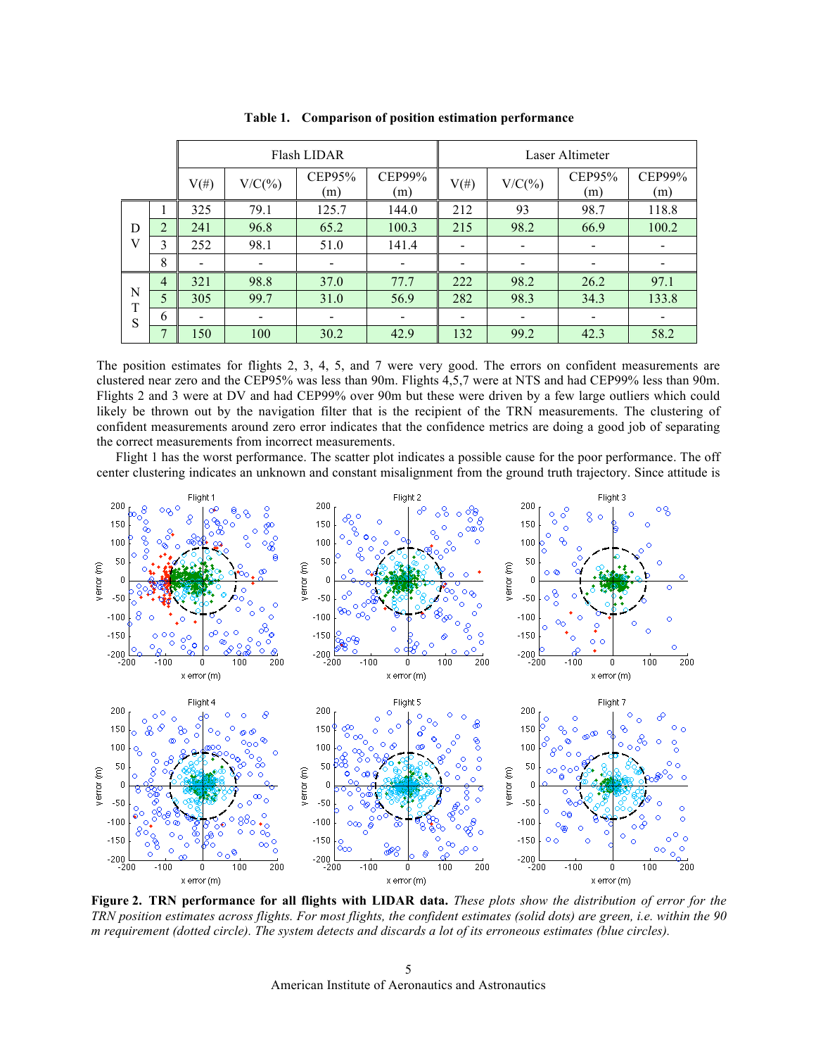**Table 1. Comparison of position estimation performance**

| | | Flash LIDAR | | | | Laser Altimeter | | | |
|---|---|---|---|---|---|---|---|---|---|
| | | V(#) | V/C(%) | CEP95% (m) | CEP99% (m) | V(#) | V/C(%) | CEP95% (m) | CEP99% (m) |
| DV | 1 | 325 | 79.1 | 125.7 | 144.0 | 212 | 93 | 98.7 | 118.8 |
| | 2 | 241 | 96.8 | 65.2 | 100.3 | 215 | 98.2 | 66.9 | 100.2 |
| | 3 | 252 | 98.1 | 51.0 | 141.4 | - | - | - | - |
| | 8 | - | - | - | - | - | - | - | - |
| NTS | 4 | 321 | 98.8 | 37.0 | 77.7 | 222 | 98.2 | 26.2 | 97.1 |
| | 5 | 305 | 99.7 | 31.0 | 56.9 | 282 | 98.3 | 34.3 | 133.8 |
| | 6 | - | - | - | - | - | - | - | - |
| | 7 | 150 | 100 | 30.2 | 42.9 | 132 | 99.2 | 42.3 | 58.2 |

The position estimates for flights 2, 3, 4, 5, and 7 were very good. The errors on confident measurements are clustered near zero and the CEP95% was less than 90m. Flights 4,5,7 were at NTS and had CEP99% less than 90m. Flights 2 and 3 were at DV and had CEP99% over 90m but these were driven by a few large outliers which could likely be thrown out by the navigation filter that is the recipient of the TRN measurements. The clustering of confident measurements around zero error indicates that the confidence metrics are doing a good job of separating the correct measurements from incorrect measurements.

Flight 1 has the worst performance. The scatter plot indicates a possible cause for the poor performance. The off center clustering indicates an unknown and constant misalignment from the ground truth trajectory. Since attitude is

**Figure 2. TRN performance for all flights with LIDAR data.** *These plots show the distribution of error for the TRN position estimates across flights. For most flights, the confident estimates (solid dots) are green, i.e. within the 90 m requirement (dotted circle). The system detects and discards a lot of its erroneous estimates (blue circles).*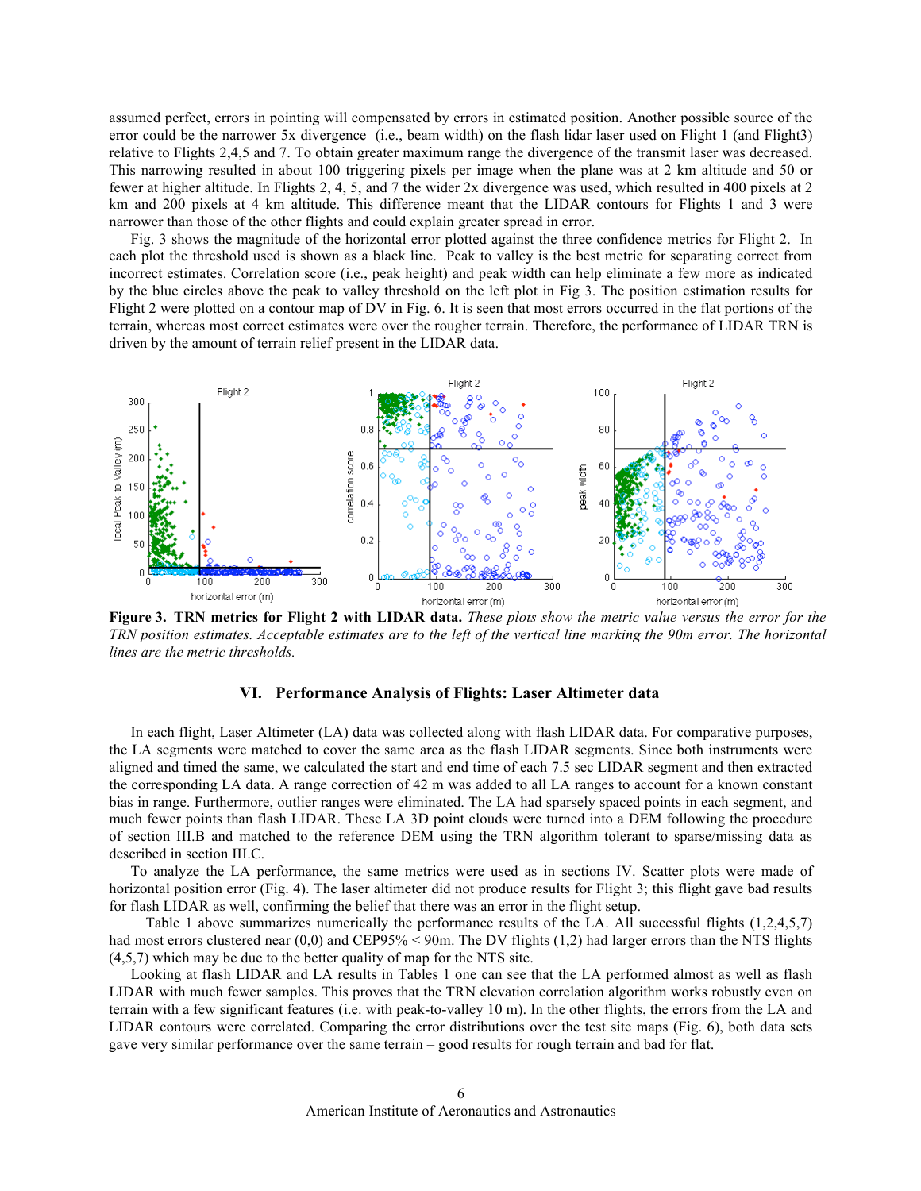assumed perfect, errors in pointing will compensated by errors in estimated position. Another possible source of the error could be the narrower 5x divergence (i.e., beam width) on the flash lidar laser used on Flight 1 (and Flight3) relative to Flights 2,4,5 and 7. To obtain greater maximum range the divergence of the transmit laser was decreased. This narrowing resulted in about 100 triggering pixels per image when the plane was at 2 km altitude and 50 or fewer at higher altitude. In Flights 2, 4, 5, and 7 the wider 2x divergence was used, which resulted in 400 pixels at 2 km and 200 pixels at 4 km altitude. This difference meant that the LIDAR contours for Flights 1 and 3 were narrower than those of the other flights and could explain greater spread in error.

Fig. 3 shows the magnitude of the horizontal error plotted against the three confidence metrics for Flight 2. In each plot the threshold used is shown as a black line. Peak to valley is the best metric for separating correct from incorrect estimates. Correlation score (i.e., peak height) and peak width can help eliminate a few more as indicated by the blue circles above the peak to valley threshold on the left plot in Fig 3. The position estimation results for Flight 2 were plotted on a contour map of DV in Fig. 6. It is seen that most errors occurred in the flat portions of the terrain, whereas most correct estimates were over the rougher terrain. Therefore, the performance of LIDAR TRN is driven by the amount of terrain relief present in the LIDAR data.

**Figure 3. TRN metrics for Flight 2 with LIDAR data.** *These plots show the metric value versus the error for the TRN position estimates. Acceptable estimates are to the left of the vertical line marking the 90m error. The horizontal lines are the metric thresholds.*

## VI. Performance Analysis of Flights: Laser Altimeter data

In each flight, Laser Altimeter (LA) data was collected along with flash LIDAR data. For comparative purposes, the LA segments were matched to cover the same area as the flash LIDAR segments. Since both instruments were aligned and timed the same, we calculated the start and end time of each 7.5 sec LIDAR segment and then extracted the corresponding LA data. A range correction of 42 m was added to all LA ranges to account for a known constant bias in range. Furthermore, outlier ranges were eliminated. The LA had sparsely spaced points in each segment, and much fewer points than flash LIDAR. These LA 3D point clouds were turned into a DEM following the procedure of section III.B and matched to the reference DEM using the TRN algorithm tolerant to sparse/missing data as described in section III.C.

To analyze the LA performance, the same metrics were used as in sections IV. Scatter plots were made of horizontal position error (Fig. 4). The laser altimeter did not produce results for Flight 3; this flight gave bad results for flash LIDAR as well, confirming the belief that there was an error in the flight setup.

Table 1 above summarizes numerically the performance results of the LA. All successful flights (1,2,4,5,7) had most errors clustered near (0,0) and CEP95% < 90m. The DV flights (1,2) had larger errors than the NTS flights (4,5,7) which may be due to the better quality of map for the NTS site.

Looking at flash LIDAR and LA results in Tables 1 one can see that the LA performed almost as well as flash LIDAR with much fewer samples. This proves that the TRN elevation correlation algorithm works robustly even on terrain with a few significant features (i.e. with peak-to-valley 10 m). In the other flights, the errors from the LA and LIDAR contours were correlated. Comparing the error distributions over the test site maps (Fig. 6), both data sets gave very similar performance over the same terrain – good results for rough terrain and bad for flat.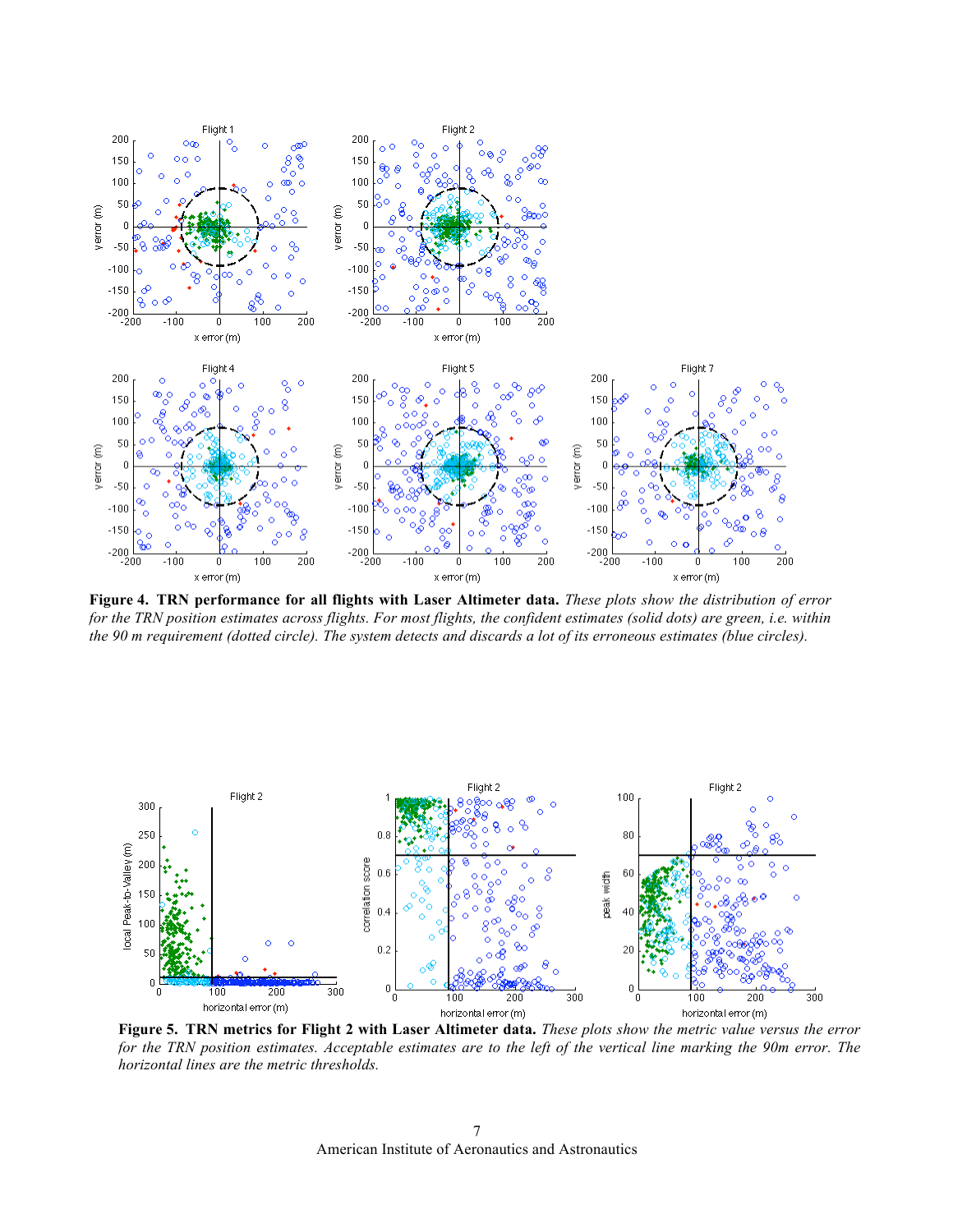**Figure 4. TRN performance for all flights with Laser Altimeter data.** *These plots show the distribution of error for the TRN position estimates across flights. For most flights, the confident estimates (solid dots) are green, i.e. within the 90 m requirement (dotted circle). The system detects and discards a lot of its erroneous estimates (blue circles).*

**Figure 5. TRN metrics for Flight 2 with Laser Altimeter data.** *These plots show the metric value versus the error for the TRN position estimates. Acceptable estimates are to the left of the vertical line marking the 90m error. The horizontal lines are the metric thresholds.*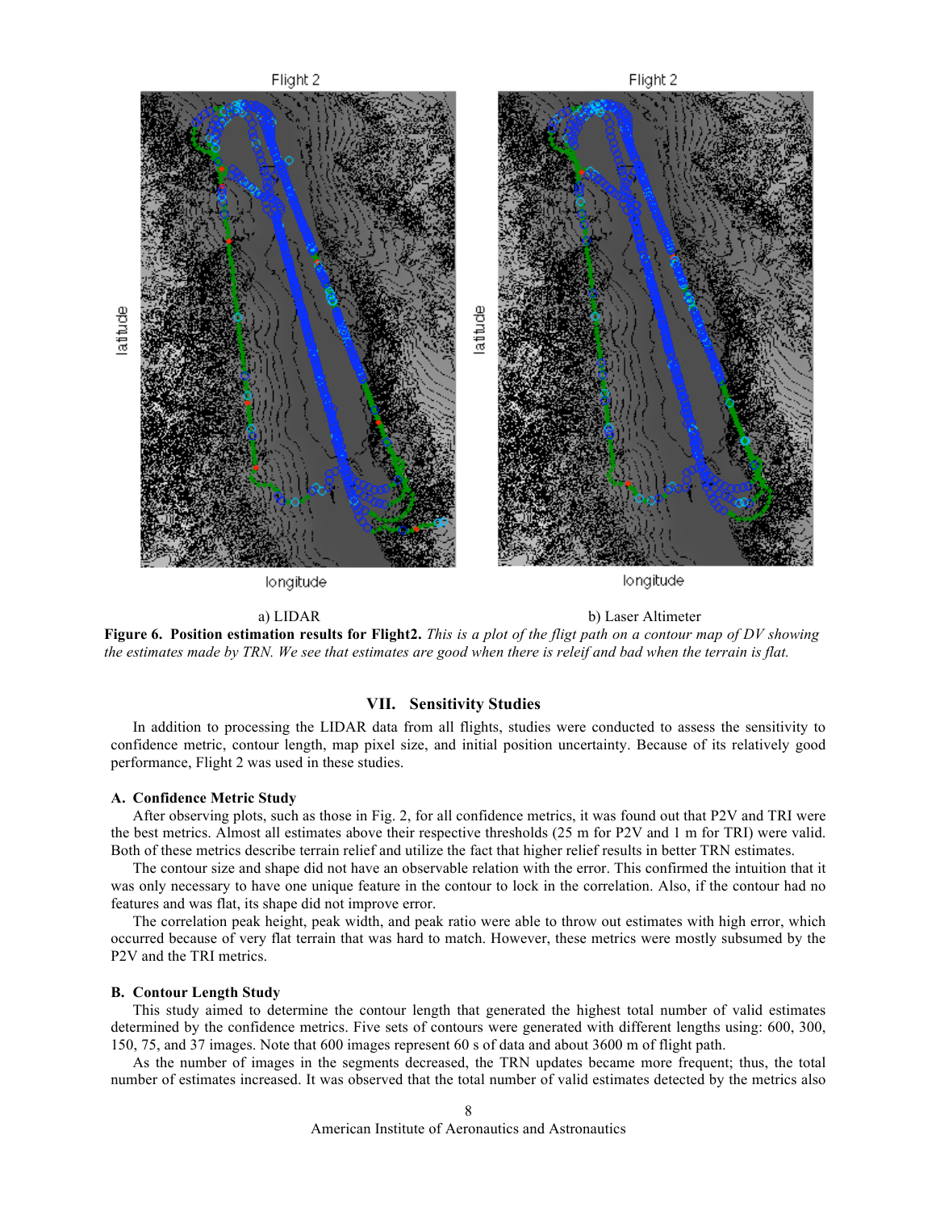a) LIDAR b) Laser Altimeter

**Figure 6. Position estimation results for Flight2.** *This is a plot of the fligt path on a contour map of DV showing the estimates made by TRN. We see that estimates are good when there is releif and bad when the terrain is flat.*

## VII. Sensitivity Studies

In addition to processing the LIDAR data from all flights, studies were conducted to assess the sensitivity to confidence metric, contour length, map pixel size, and initial position uncertainty. Because of its relatively good performance, Flight 2 was used in these studies.

### A. Confidence Metric Study

After observing plots, such as those in Fig. 2, for all confidence metrics, it was found out that P2V and TRI were the best metrics. Almost all estimates above their respective thresholds (25 m for P2V and 1 m for TRI) were valid. Both of these metrics describe terrain relief and utilize the fact that higher relief results in better TRN estimates.

The contour size and shape did not have an observable relation with the error. This confirmed the intuition that it was only necessary to have one unique feature in the contour to lock in the correlation. Also, if the contour had no features and was flat, its shape did not improve error.

The correlation peak height, peak width, and peak ratio were able to throw out estimates with high error, which occurred because of very flat terrain that was hard to match. However, these metrics were mostly subsumed by the P2V and the TRI metrics.

### B. Contour Length Study

This study aimed to determine the contour length that generated the highest total number of valid estimates determined by the confidence metrics. Five sets of contours were generated with different lengths using: 600, 300, 150, 75, and 37 images. Note that 600 images represent 60 s of data and about 3600 m of flight path.

As the number of images in the segments decreased, the TRN updates became more frequent; thus, the total number of estimates increased. It was observed that the total number of valid estimates detected by the metrics also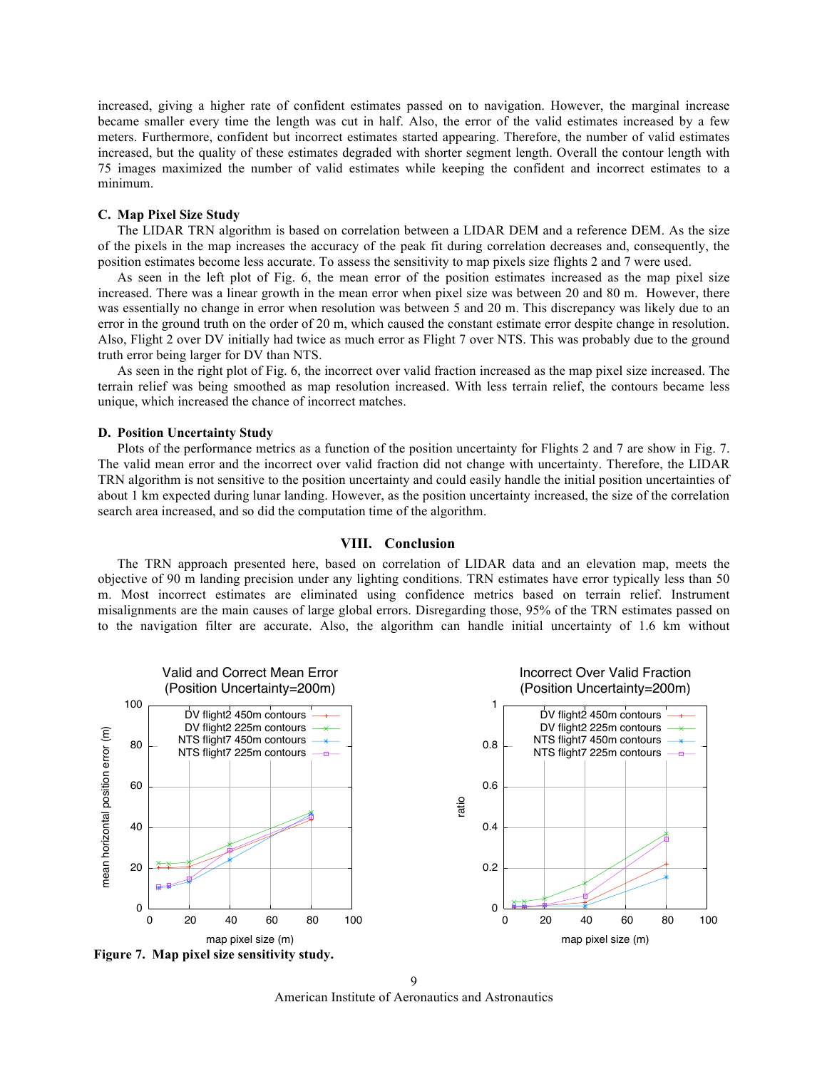increased, giving a higher rate of confident estimates passed on to navigation. However, the marginal increase became smaller every time the length was cut in half. Also, the error of the valid estimates increased by a few meters. Furthermore, confident but incorrect estimates started appearing. Therefore, the number of valid estimates increased, but the quality of these estimates degraded with shorter segment length. Overall the contour length with 75 images maximized the number of valid estimates while keeping the confident and incorrect estimates to a minimum.

### C. Map Pixel Size Study

The LIDAR TRN algorithm is based on correlation between a LIDAR DEM and a reference DEM. As the size of the pixels in the map increases the accuracy of the peak fit during correlation decreases and, consequently, the position estimates become less accurate. To assess the sensitivity to map pixels size flights 2 and 7 were used.

As seen in the left plot of Fig. 6, the mean error of the position estimates increased as the map pixel size increased. There was a linear growth in the mean error when pixel size was between 20 and 80 m. However, there was essentially no change in error when resolution was between 5 and 20 m. This discrepancy was likely due to an error in the ground truth on the order of 20 m, which caused the constant estimate error despite change in resolution. Also, Flight 2 over DV initially had twice as much error as Flight 7 over NTS. This was probably due to the ground truth error being larger for DV than NTS.

As seen in the right plot of Fig. 6, the incorrect over valid fraction increased as the map pixel size increased. The terrain relief was being smoothed as map resolution increased. With less terrain relief, the contours became less unique, which increased the chance of incorrect matches.

### D. Position Uncertainty Study

Plots of the performance metrics as a function of the position uncertainty for Flights 2 and 7 are show in Fig. 7. The valid mean error and the incorrect over valid fraction did not change with uncertainty. Therefore, the LIDAR TRN algorithm is not sensitive to the position uncertainty and could easily handle the initial position uncertainties of about 1 km expected during lunar landing. However, as the position uncertainty increased, the size of the correlation search area increased, and so did the computation time of the algorithm.

## VIII. Conclusion

The TRN approach presented here, based on correlation of LIDAR data and an elevation map, meets the objective of 90 m landing precision under any lighting conditions. TRN estimates have error typically less than 50 m. Most incorrect estimates are eliminated using confidence metrics based on terrain relief. Instrument misalignments are the main causes of large global errors. Disregarding those, 95% of the TRN estimates passed on to the navigation filter are accurate. Also, the algorithm can handle initial uncertainty of 1.6 km without

**Figure 7. Map pixel size sensitivity study.**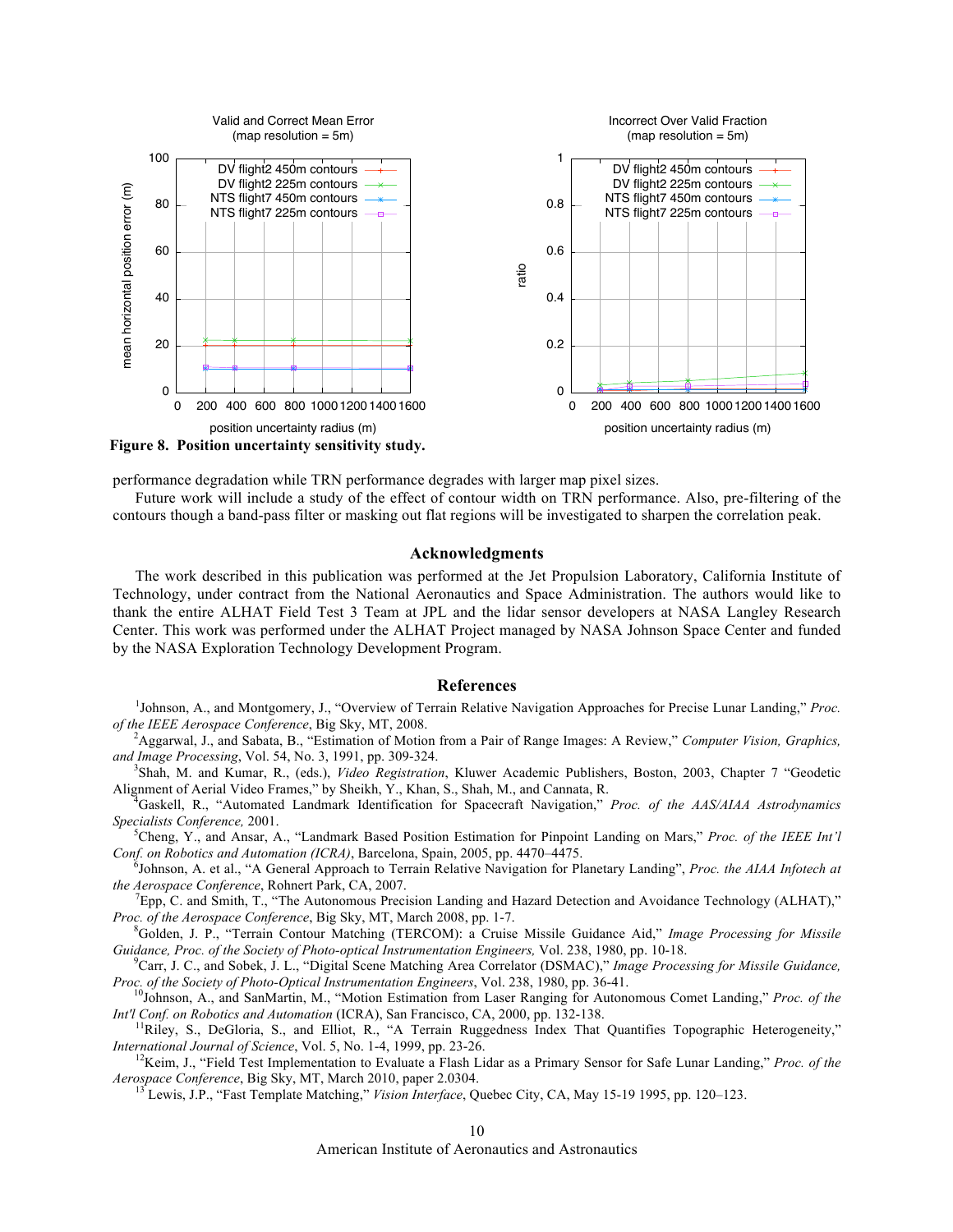Valid and Correct Mean Error
(map resolution = 5m)

mean horizontal position error (m)

100
80
60
40
20
0

0 200 400 600 800 1000 1200 1400 1600

position uncertainty radius (m)

DV flight2 450m contours
DV flight2 225m contours
NTS flight7 450m contours
NTS flight7 225m contours

Incorrect Over Valid Fraction
(map resolution = 5m)

ratio

1
0.8
0.6
0.4
0.2
0

0 200 400 600 800 1000 1200 1400 1600

position uncertainty radius (m)

DV flight2 450m contours
DV flight2 225m contours
NTS flight7 450m contours
NTS flight7 225m contours

**Figure 8. Position uncertainty sensitivity study.**

performance degradation while TRN performance degrades with larger map pixel sizes.

Future work will include a study of the effect of contour width on TRN performance. Also, pre-filtering of the contours though a band-pass filter or masking out flat regions will be investigated to sharpen the correlation peak.

## Acknowledgments

The work described in this publication was performed at the Jet Propulsion Laboratory, California Institute of Technology, under contract from the National Aeronautics and Space Administration. The authors would like to thank the entire ALHAT Field Test 3 Team at JPL and the lidar sensor developers at NASA Langley Research Center. This work was performed under the ALHAT Project managed by NASA Johnson Space Center and funded by the NASA Exploration Technology Development Program.

## References

[1]Johnson, A., and Montgomery, J., "Overview of Terrain Relative Navigation Approaches for Precise Lunar Landing," *Proc. of the IEEE Aerospace Conference*, Big Sky, MT, 2008.

[2]Aggarwal, J., and Sabata, B., "Estimation of Motion from a Pair of Range Images: A Review," *Computer Vision, Graphics, and Image Processing*, Vol. 54, No. 3, 1991, pp. 309-324.

[3]Shah, M. and Kumar, R., (eds.), *Video Registration*, Kluwer Academic Publishers, Boston, 2003, Chapter 7 "Geodetic Alignment of Aerial Video Frames," by Sheikh, Y., Khan, S., Shah, M., and Cannata, R.

[4]Gaskell, R., "Automated Landmark Identification for Spacecraft Navigation," *Proc. of the AAS/AIAA Astrodynamics Specialists Conference,* 2001.

[5]Cheng, Y., and Ansar, A., "Landmark Based Position Estimation for Pinpoint Landing on Mars," *Proc. of the IEEE Int'l Conf. on Robotics and Automation (ICRA)*, Barcelona, Spain, 2005, pp. 4470–4475.

[6]Johnson, A. et al., "A General Approach to Terrain Relative Navigation for Planetary Landing", *Proc. the AIAA Infotech at the Aerospace Conference*, Rohnert Park, CA, 2007.

[7]Epp, C. and Smith, T., "The Autonomous Precision Landing and Hazard Detection and Avoidance Technology (ALHAT)," *Proc. of the Aerospace Conference*, Big Sky, MT, March 2008, pp. 1-7.

[8]Golden, J. P., "Terrain Contour Matching (TERCOM): a Cruise Missile Guidance Aid," *Image Processing for Missile Guidance, Proc. of the Society of Photo-optical Instrumentation Engineers,* Vol. 238, 1980, pp. 10-18.

[9]Carr, J. C., and Sobek, J. L., "Digital Scene Matching Area Correlator (DSMAC)," *Image Processing for Missile Guidance, Proc. of the Society of Photo-Optical Instrumentation Engineers*, Vol. 238, 1980, pp. 36-41.

[10]Johnson, A., and SanMartin, M., "Motion Estimation from Laser Ranging for Autonomous Comet Landing," *Proc. of the Int'l Conf. on Robotics and Automation* (ICRA), San Francisco, CA, 2000, pp. 132-138.

[11]Riley, S., DeGloria, S., and Elliot, R., "A Terrain Ruggedness Index That Quantifies Topographic Heterogeneity," *International Journal of Science*, Vol. 5, No. 1-4, 1999, pp. 23-26.

[12]Keim, J., "Field Test Implementation to Evaluate a Flash Lidar as a Primary Sensor for Safe Lunar Landing," *Proc. of the Aerospace Conference*, Big Sky, MT, March 2010, paper 2.0304.

[13] Lewis, J.P., "Fast Template Matching," *Vision Interface*, Quebec City, CA, May 15-19 1995, pp. 120–123.